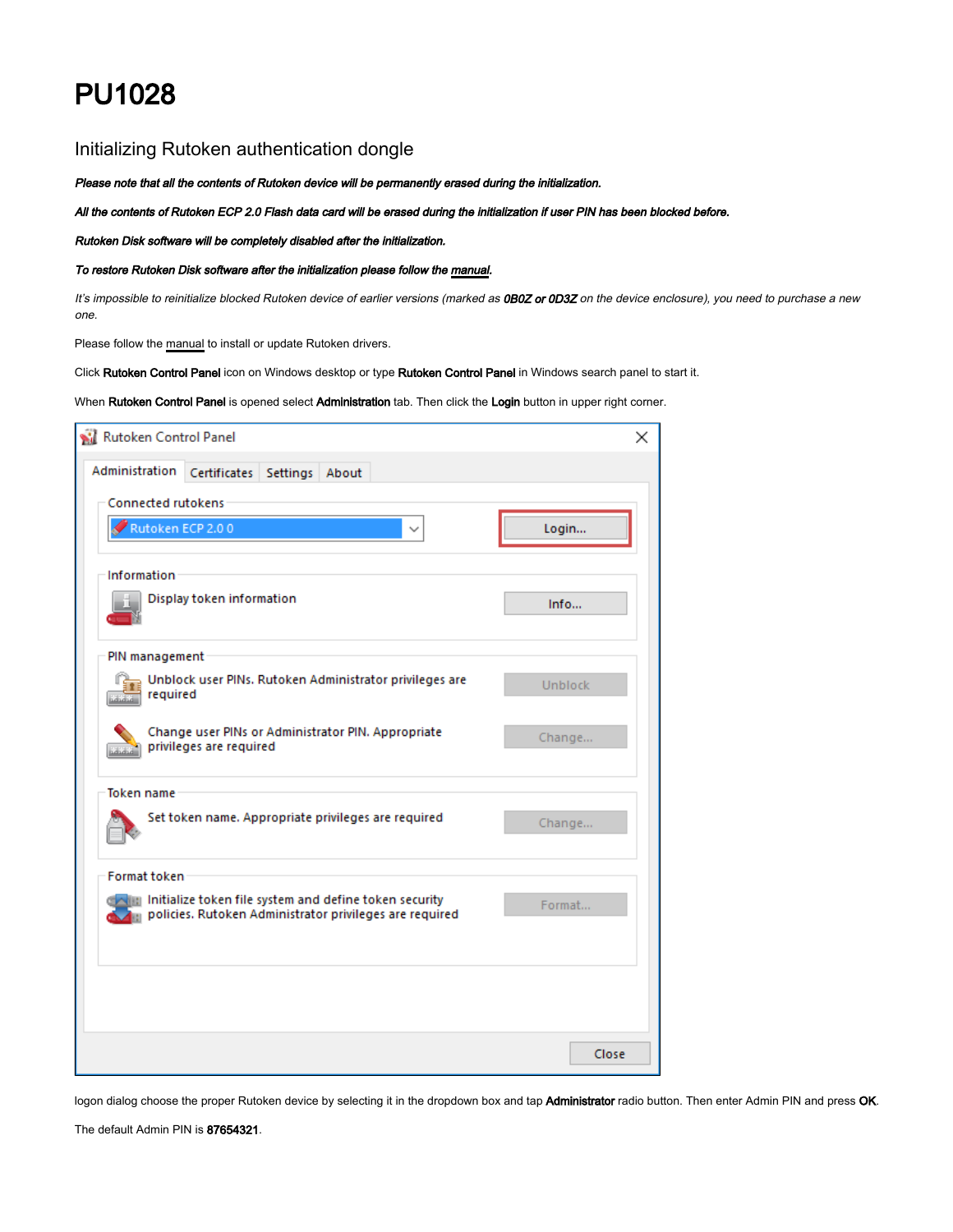# PU1028

## Initializing Rutoken authentication dongle

***Please note that all the contents of Rutoken device will be permanently erased during the initialization.***

***All the contents of Rutoken ECP 2.0 Flash data card will be erased during the initialization if user PIN has been blocked before.***

***Rutoken Disk software will be completely disabled after the initialization.***

***To restore Rutoken Disk software after the initialization please follow the manual.***

*It's impossible to reinitialize blocked Rutoken device of earlier versions (marked as **0B0Z or 0D3Z** on the device enclosure), you need to purchase a new one.*

Please follow the manual to install or update Rutoken drivers.

Click **Rutoken Control Panel** icon on Windows desktop or type **Rutoken Control Panel** in Windows search panel to start it.

When **Rutoken Control Panel** is opened select **Administration** tab. Then click the **Login** button in upper right corner.

logon dialog choose the proper Rutoken device by selecting it in the dropdown box and tap **Administrator** radio button. Then enter Admin PIN and press **OK**.

The default Admin PIN is **87654321**.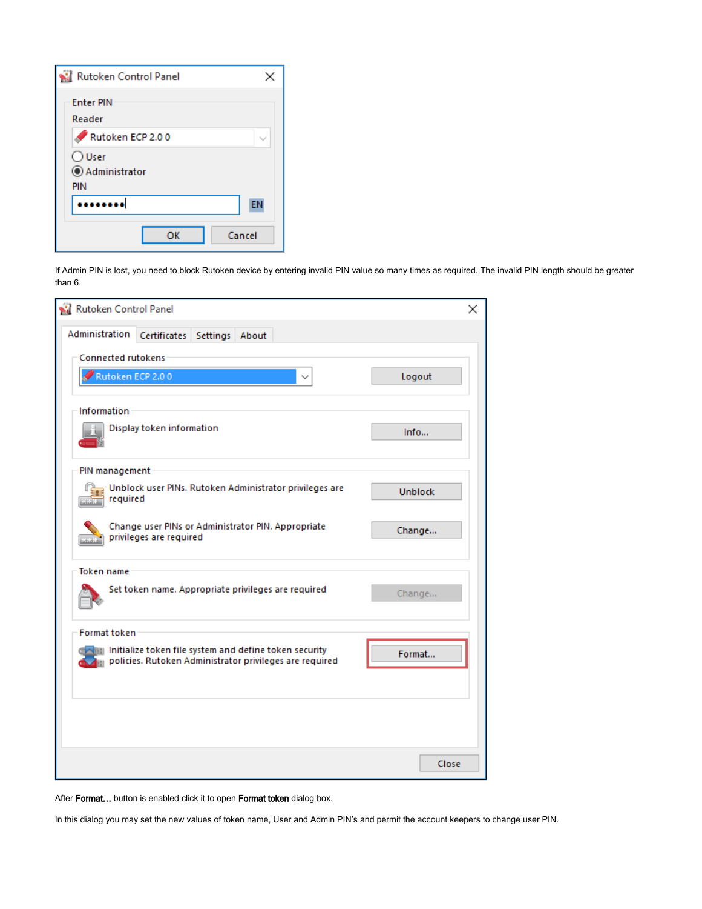If Admin PIN is lost, you need to block Rutoken device by entering invalid PIN value so many times as required. The invalid PIN length should be greater than 6.

After **Format...** button is enabled click it to open **Format token** dialog box.

In this dialog you may set the new values of token name, User and Admin PIN's and permit the account keepers to change user PIN.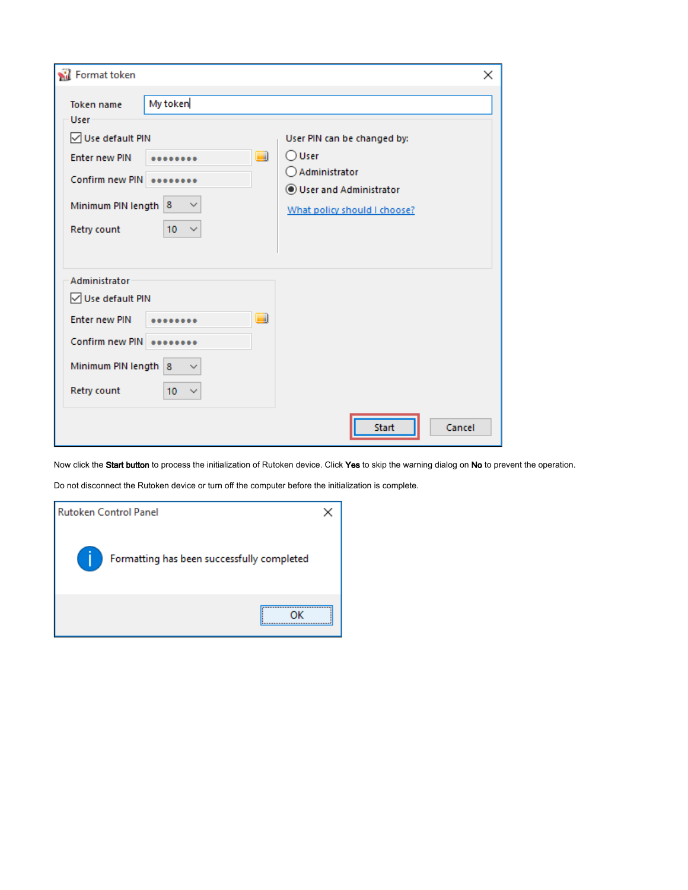Now click the **Start button** to process the initialization of Rutoken device. Click **Yes** to skip the warning dialog on **No** to prevent the operation.

Do not disconnect the Rutoken device or turn off the computer before the initialization is complete.